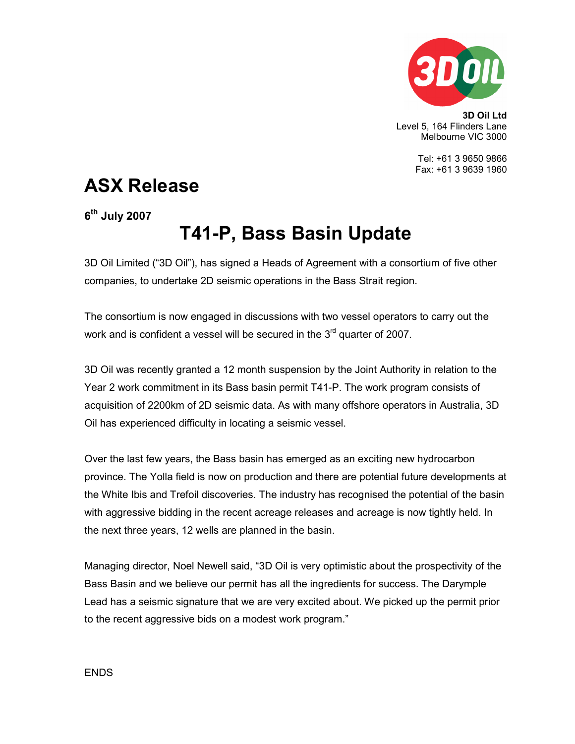**3D Oil Ltd**
Level 5, 164 Flinders Lane
Melbourne VIC 3000

Tel: +61 3 9650 9866
Fax: +61 3 9639 1960

# ASX Release

**6th July 2007**

## T41-P, Bass Basin Update

3D Oil Limited ("3D Oil"), has signed a Heads of Agreement with a consortium of five other companies, to undertake 2D seismic operations in the Bass Strait region.

The consortium is now engaged in discussions with two vessel operators to carry out the work and is confident a vessel will be secured in the 3rd quarter of 2007.

3D Oil was recently granted a 12 month suspension by the Joint Authority in relation to the Year 2 work commitment in its Bass basin permit T41-P. The work program consists of acquisition of 2200km of 2D seismic data. As with many offshore operators in Australia, 3D Oil has experienced difficulty in locating a seismic vessel.

Over the last few years, the Bass basin has emerged as an exciting new hydrocarbon province. The Yolla field is now on production and there are potential future developments at the White Ibis and Trefoil discoveries. The industry has recognised the potential of the basin with aggressive bidding in the recent acreage releases and acreage is now tightly held. In the next three years, 12 wells are planned in the basin.

Managing director, Noel Newell said, "3D Oil is very optimistic about the prospectivity of the Bass Basin and we believe our permit has all the ingredients for success. The Darymple Lead has a seismic signature that we are very excited about. We picked up the permit prior to the recent aggressive bids on a modest work program."

ENDS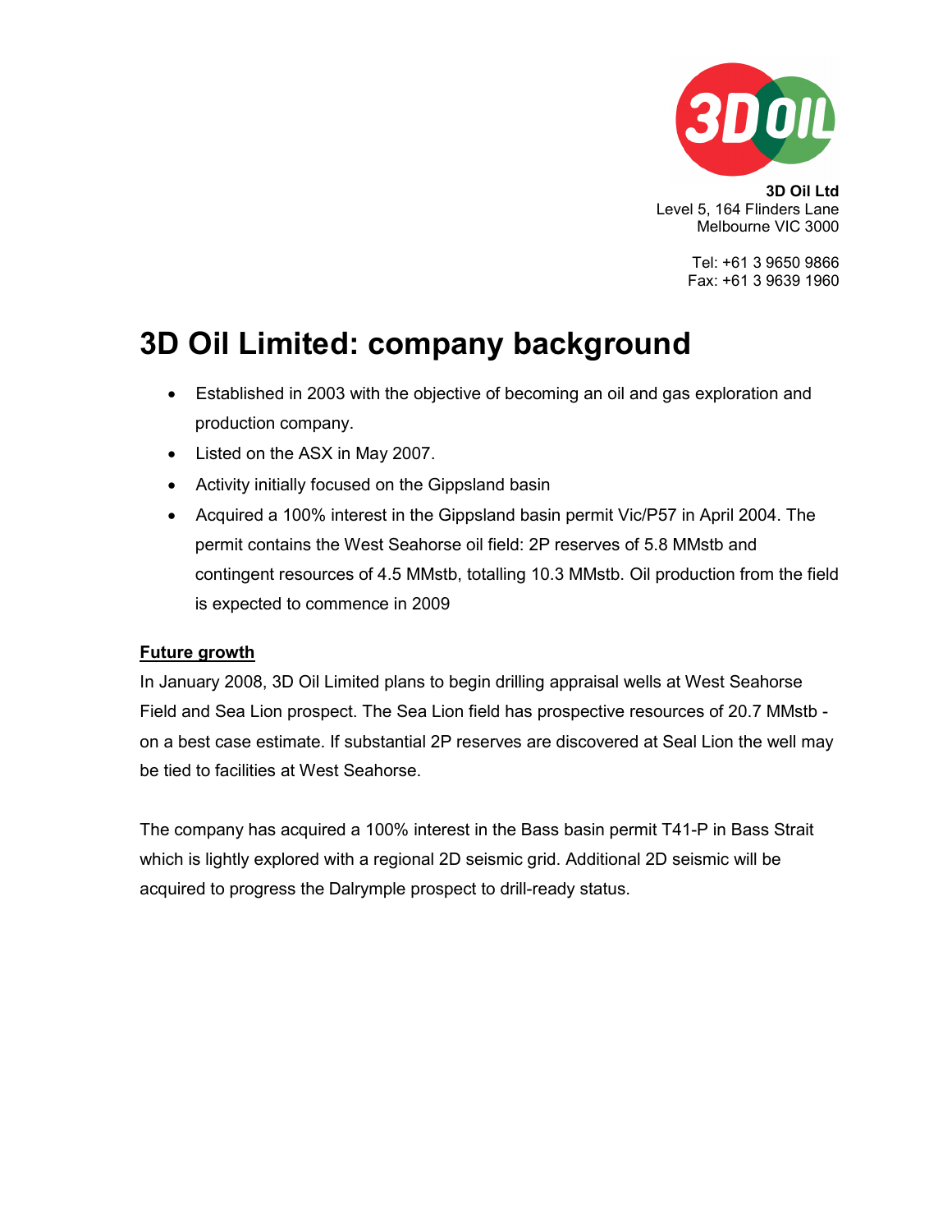**3D Oil Ltd**
Level 5, 164 Flinders Lane
Melbourne VIC 3000

Tel: +61 3 9650 9866
Fax: +61 3 9639 1960

# 3D Oil Limited: company background

- Established in 2003 with the objective of becoming an oil and gas exploration and production company.
- Listed on the ASX in May 2007.
- Activity initially focused on the Gippsland basin
- Acquired a 100% interest in the Gippsland basin permit Vic/P57 in April 2004. The permit contains the West Seahorse oil field: 2P reserves of 5.8 MMstb and contingent resources of 4.5 MMstb, totalling 10.3 MMstb. Oil production from the field is expected to commence in 2009

**Future growth**

In January 2008, 3D Oil Limited plans to begin drilling appraisal wells at West Seahorse Field and Sea Lion prospect. The Sea Lion field has prospective resources of 20.7 MMstb - on a best case estimate. If substantial 2P reserves are discovered at Seal Lion the well may be tied to facilities at West Seahorse.

The company has acquired a 100% interest in the Bass basin permit T41-P in Bass Strait which is lightly explored with a regional 2D seismic grid. Additional 2D seismic will be acquired to progress the Dalrymple prospect to drill-ready status.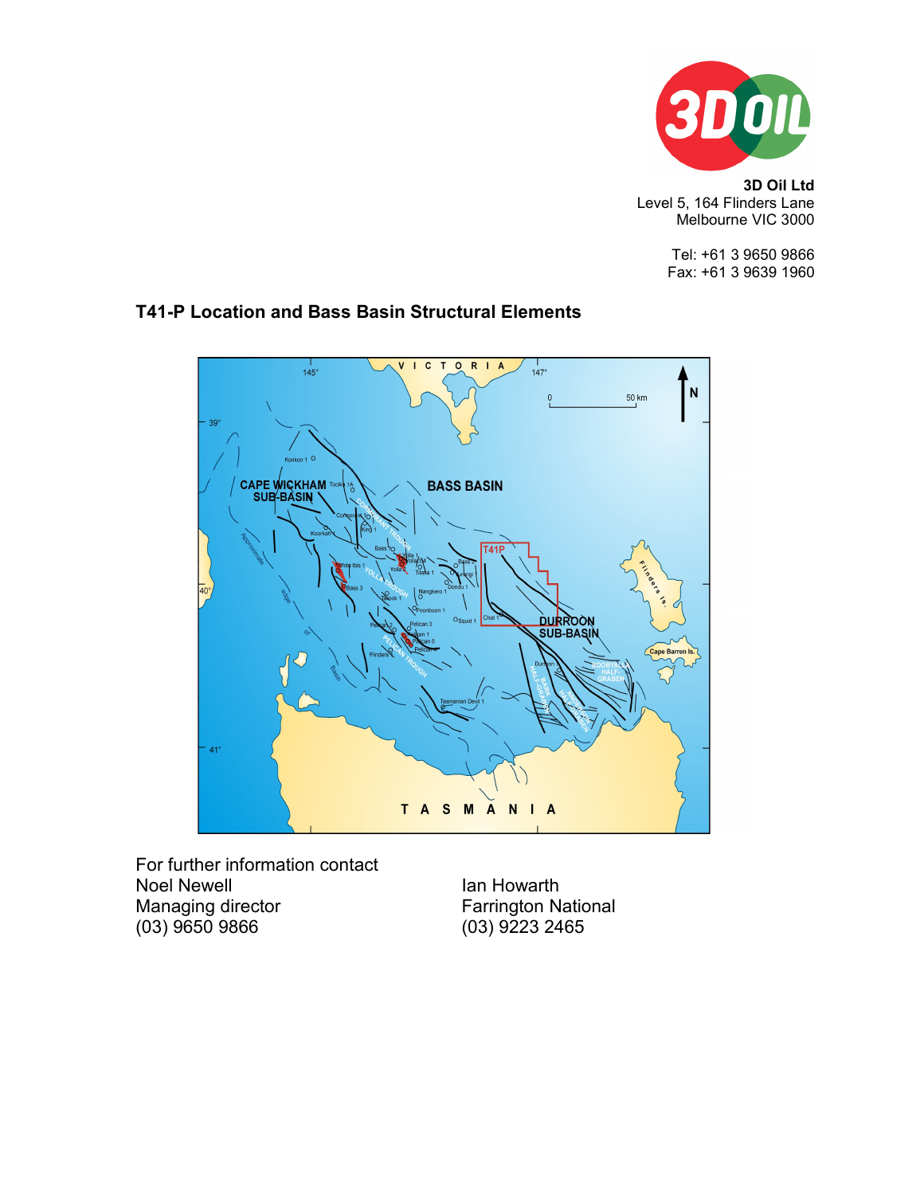**3D Oil Ltd**
Level 5, 164 Flinders Lane
Melbourne VIC 3000

Tel: +61 3 9650 9866
Fax: +61 3 9639 1960

## T41-P Location and Bass Basin Structural Elements

For further information contact

Noel Newell
Managing director
(03) 9650 9866

Ian Howarth
Farrington National
(03) 9223 2465